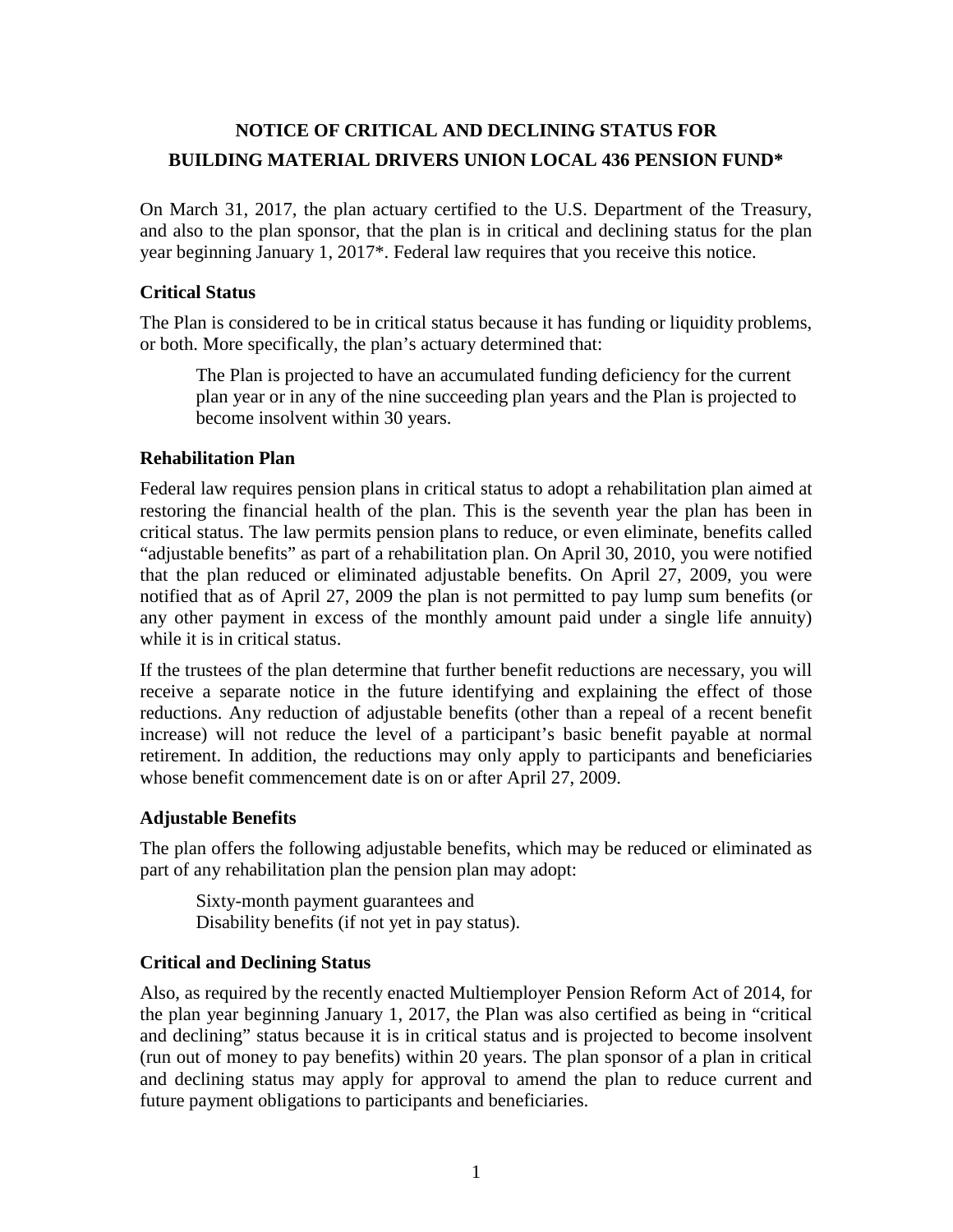# NOTICE OF CRITICAL AND DECLINING STATUS FOR BUILDING MATERIAL DRIVERS UNION LOCAL 436 PENSION FUND*

On March 31, 2017, the plan actuary certified to the U.S. Department of the Treasury, and also to the plan sponsor, that the plan is in critical and declining status for the plan year beginning January 1, 2017*. Federal law requires that you receive this notice.

## Critical Status

The Plan is considered to be in critical status because it has funding or liquidity problems, or both. More specifically, the plan's actuary determined that:

> The Plan is projected to have an accumulated funding deficiency for the current plan year or in any of the nine succeeding plan years and the Plan is projected to become insolvent within 30 years.

## Rehabilitation Plan

Federal law requires pension plans in critical status to adopt a rehabilitation plan aimed at restoring the financial health of the plan. This is the seventh year the plan has been in critical status. The law permits pension plans to reduce, or even eliminate, benefits called "adjustable benefits" as part of a rehabilitation plan. On April 30, 2010, you were notified that the plan reduced or eliminated adjustable benefits. On April 27, 2009, you were notified that as of April 27, 2009 the plan is not permitted to pay lump sum benefits (or any other payment in excess of the monthly amount paid under a single life annuity) while it is in critical status.

If the trustees of the plan determine that further benefit reductions are necessary, you will receive a separate notice in the future identifying and explaining the effect of those reductions. Any reduction of adjustable benefits (other than a repeal of a recent benefit increase) will not reduce the level of a participant's basic benefit payable at normal retirement. In addition, the reductions may only apply to participants and beneficiaries whose benefit commencement date is on or after April 27, 2009.

## Adjustable Benefits

The plan offers the following adjustable benefits, which may be reduced or eliminated as part of any rehabilitation plan the pension plan may adopt:

> Sixty-month payment guarantees and
> Disability benefits (if not yet in pay status).

## Critical and Declining Status

Also, as required by the recently enacted Multiemployer Pension Reform Act of 2014, for the plan year beginning January 1, 2017, the Plan was also certified as being in "critical and declining" status because it is in critical status and is projected to become insolvent (run out of money to pay benefits) within 20 years. The plan sponsor of a plan in critical and declining status may apply for approval to amend the plan to reduce current and future payment obligations to participants and beneficiaries.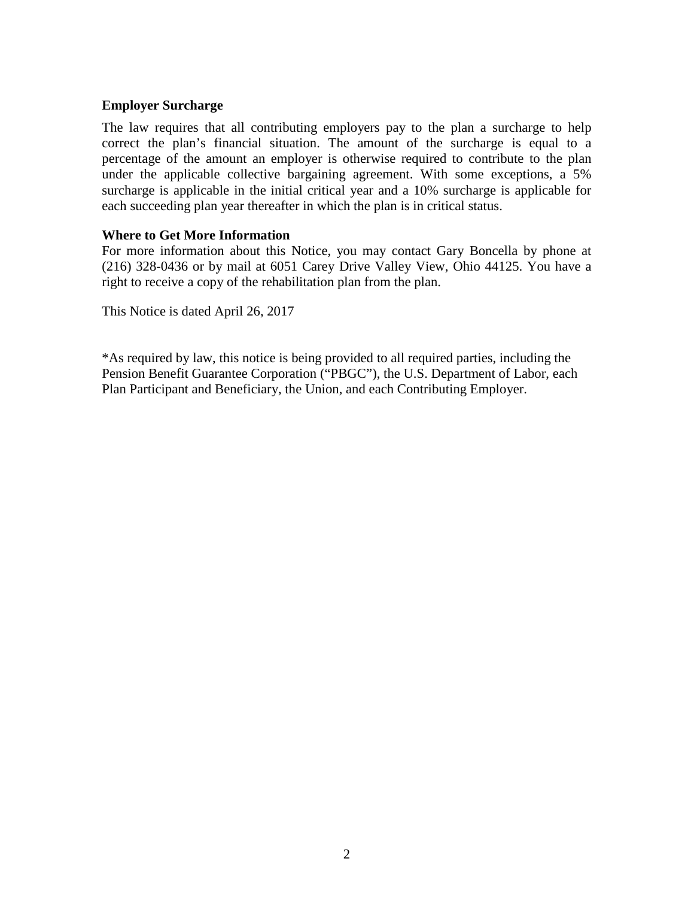**Employer Surcharge**

The law requires that all contributing employers pay to the plan a surcharge to help correct the plan's financial situation. The amount of the surcharge is equal to a percentage of the amount an employer is otherwise required to contribute to the plan under the applicable collective bargaining agreement. With some exceptions, a 5% surcharge is applicable in the initial critical year and a 10% surcharge is applicable for each succeeding plan year thereafter in which the plan is in critical status.

**Where to Get More Information**

For more information about this Notice, you may contact Gary Boncella by phone at (216) 328-0436 or by mail at 6051 Carey Drive Valley View, Ohio 44125. You have a right to receive a copy of the rehabilitation plan from the plan.

This Notice is dated April 26, 2017

*As required by law, this notice is being provided to all required parties, including the Pension Benefit Guarantee Corporation ("PBGC"), the U.S. Department of Labor, each Plan Participant and Beneficiary, the Union, and each Contributing Employer.